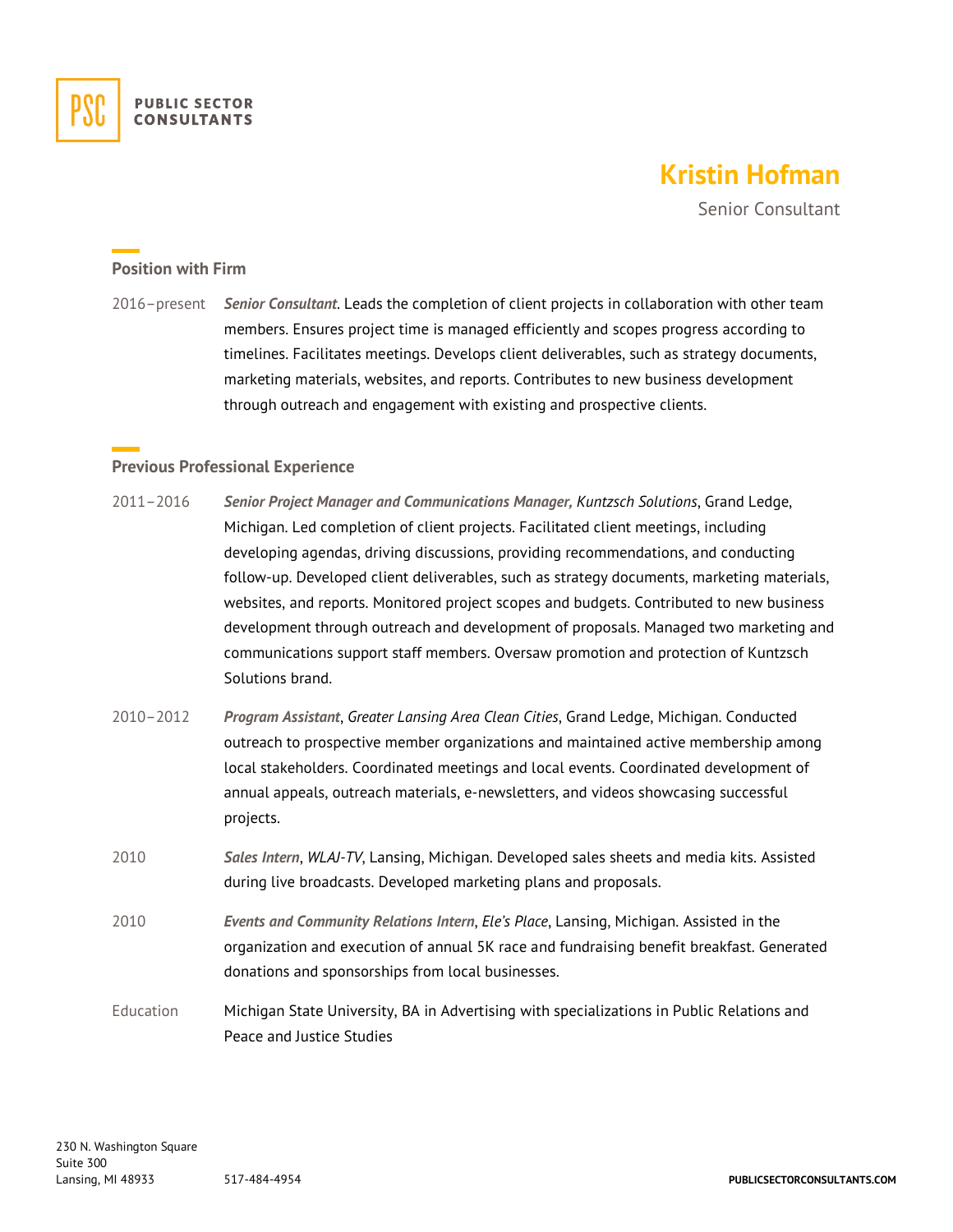PUBLIC SECTOR CONSULTANTS

# Kristin Hofman

Senior Consultant

## Position with Firm

2016–present *Senior Consultant*. Leads the completion of client projects in collaboration with other team members. Ensures project time is managed efficiently and scopes progress according to timelines. Facilitates meetings. Develops client deliverables, such as strategy documents, marketing materials, websites, and reports. Contributes to new business development through outreach and engagement with existing and prospective clients.

## Previous Professional Experience

2011–2016 *Senior Project Manager and Communications Manager, Kuntzsch Solutions*, Grand Ledge, Michigan. Led completion of client projects. Facilitated client meetings, including developing agendas, driving discussions, providing recommendations, and conducting follow-up. Developed client deliverables, such as strategy documents, marketing materials, websites, and reports. Monitored project scopes and budgets. Contributed to new business development through outreach and development of proposals. Managed two marketing and communications support staff members. Oversaw promotion and protection of Kuntzsch Solutions brand.

2010–2012 *Program Assistant*, *Greater Lansing Area Clean Cities*, Grand Ledge, Michigan. Conducted outreach to prospective member organizations and maintained active membership among local stakeholders. Coordinated meetings and local events. Coordinated development of annual appeals, outreach materials, e-newsletters, and videos showcasing successful projects.

2010 *Sales Intern*, *WLAJ-TV*, Lansing, Michigan. Developed sales sheets and media kits. Assisted during live broadcasts. Developed marketing plans and proposals.

2010 *Events and Community Relations Intern*, *Ele's Place*, Lansing, Michigan. Assisted in the organization and execution of annual 5K race and fundraising benefit breakfast. Generated donations and sponsorships from local businesses.

Education Michigan State University, BA in Advertising with specializations in Public Relations and Peace and Justice Studies

230 N. Washington Square
Suite 300
Lansing, MI 48933

517-484-4954

PUBLICSECTORCONSULTANTS.COM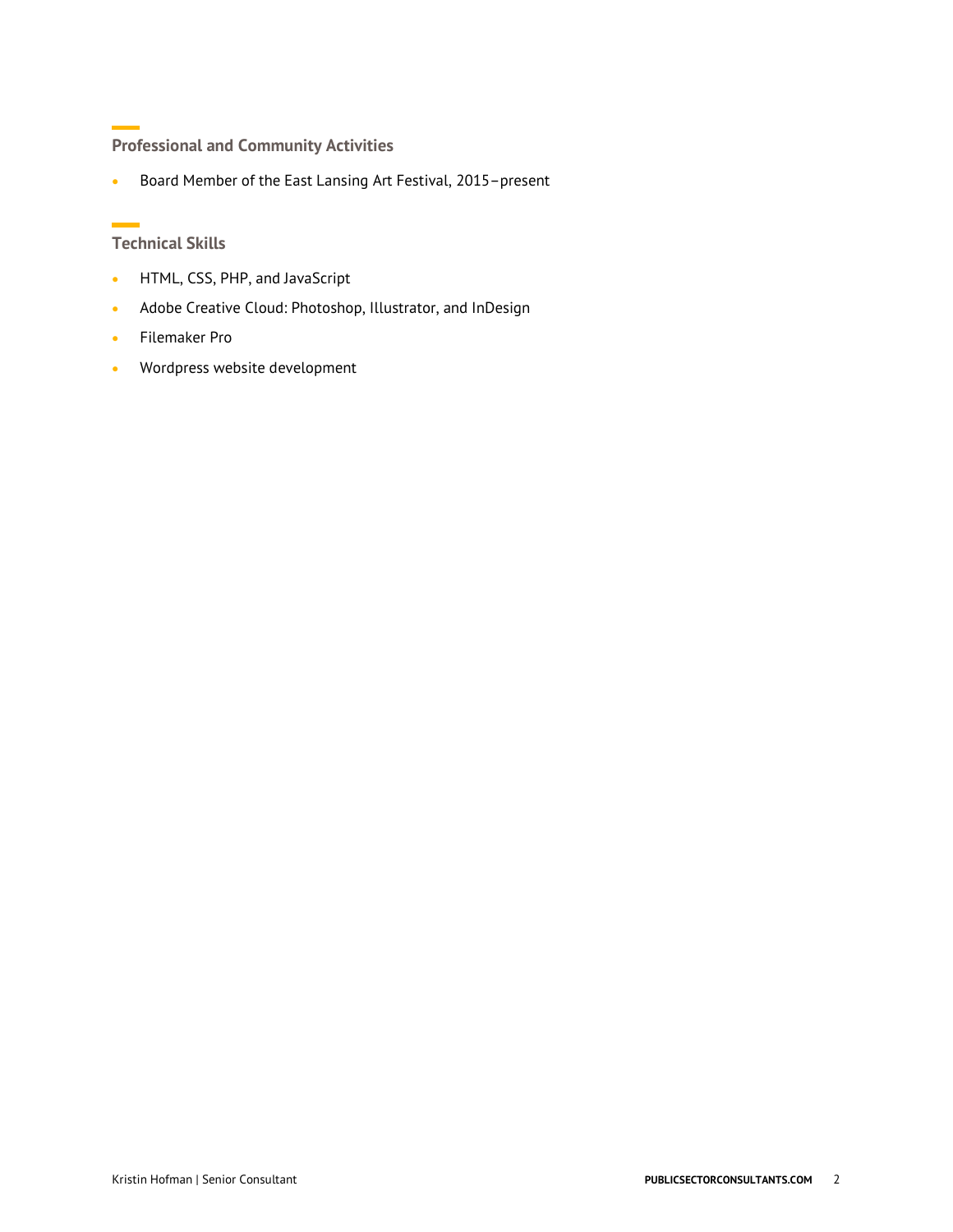## Professional and Community Activities

- Board Member of the East Lansing Art Festival, 2015–present

## Technical Skills

- HTML, CSS, PHP, and JavaScript
- Adobe Creative Cloud: Photoshop, Illustrator, and InDesign
- Filemaker Pro
- Wordpress website development